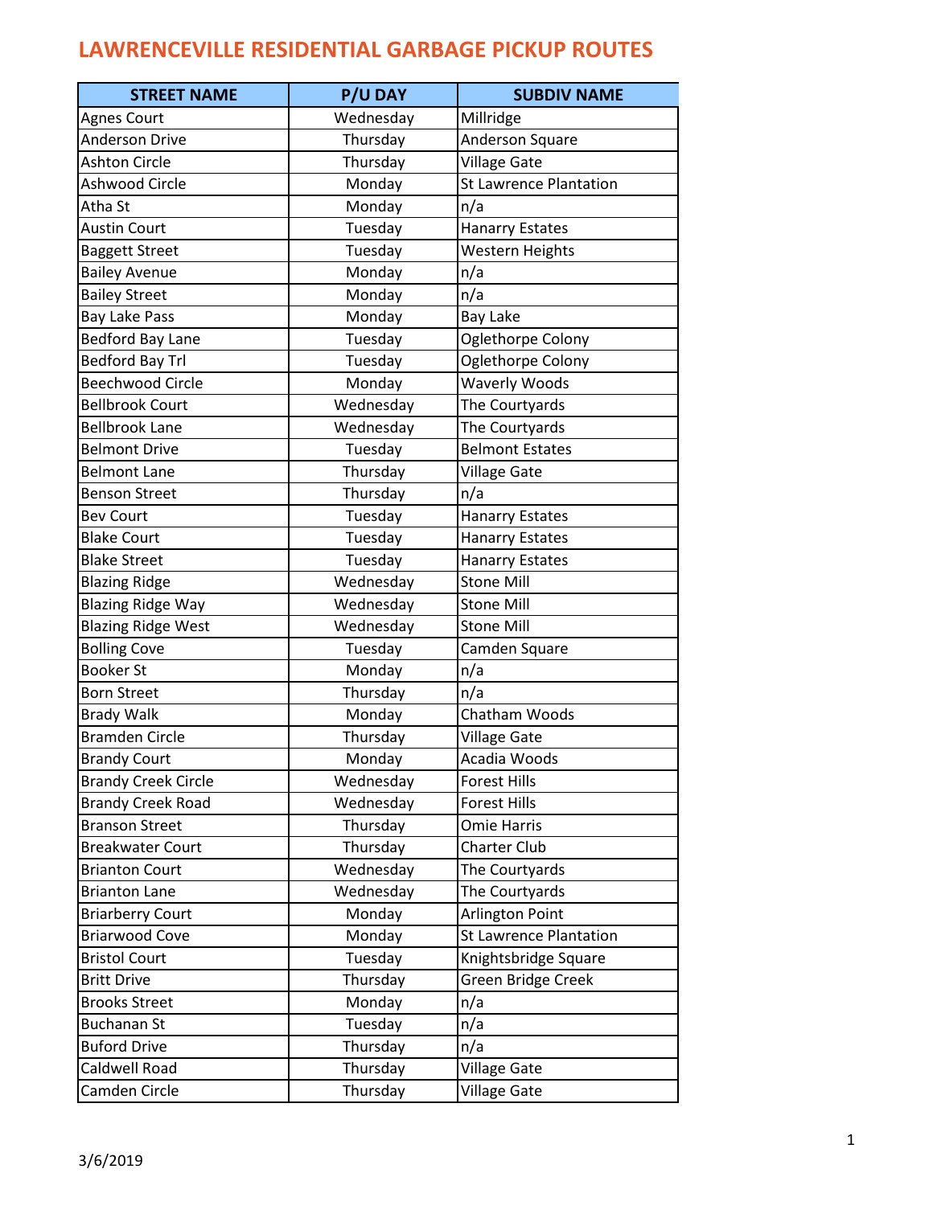# LAWRENCEVILLE RESIDENTIAL GARBAGE PICKUP ROUTES

| STREET NAME | P/U DAY | SUBDIV NAME |
|---|---|---|
| Agnes Court | Wednesday | Millridge |
| Anderson Drive | Thursday | Anderson Square |
| Ashton Circle | Thursday | Village Gate |
| Ashwood Circle | Monday | St Lawrence Plantation |
| Atha St | Monday | n/a |
| Austin Court | Tuesday | Hanarry Estates |
| Baggett Street | Tuesday | Western Heights |
| Bailey Avenue | Monday | n/a |
| Bailey Street | Monday | n/a |
| Bay Lake Pass | Monday | Bay Lake |
| Bedford Bay Lane | Tuesday | Oglethorpe Colony |
| Bedford Bay Trl | Tuesday | Oglethorpe Colony |
| Beechwood Circle | Monday | Waverly Woods |
| Bellbrook Court | Wednesday | The Courtyards |
| Bellbrook Lane | Wednesday | The Courtyards |
| Belmont Drive | Tuesday | Belmont Estates |
| Belmont Lane | Thursday | Village Gate |
| Benson Street | Thursday | n/a |
| Bev Court | Tuesday | Hanarry Estates |
| Blake Court | Tuesday | Hanarry Estates |
| Blake Street | Tuesday | Hanarry Estates |
| Blazing Ridge | Wednesday | Stone Mill |
| Blazing Ridge Way | Wednesday | Stone Mill |
| Blazing Ridge West | Wednesday | Stone Mill |
| Bolling Cove | Tuesday | Camden Square |
| Booker St | Monday | n/a |
| Born Street | Thursday | n/a |
| Brady Walk | Monday | Chatham Woods |
| Bramden Circle | Thursday | Village Gate |
| Brandy Court | Monday | Acadia Woods |
| Brandy Creek Circle | Wednesday | Forest Hills |
| Brandy Creek Road | Wednesday | Forest Hills |
| Branson Street | Thursday | Omie Harris |
| Breakwater Court | Thursday | Charter Club |
| Brianton Court | Wednesday | The Courtyards |
| Brianton Lane | Wednesday | The Courtyards |
| Briarberry Court | Monday | Arlington Point |
| Briarwood Cove | Monday | St Lawrence Plantation |
| Bristol Court | Tuesday | Knightsbridge Square |
| Britt Drive | Thursday | Green Bridge Creek |
| Brooks Street | Monday | n/a |
| Buchanan St | Tuesday | n/a |
| Buford Drive | Thursday | n/a |
| Caldwell Road | Thursday | Village Gate |
| Camden Circle | Thursday | Village Gate |

3/6/2019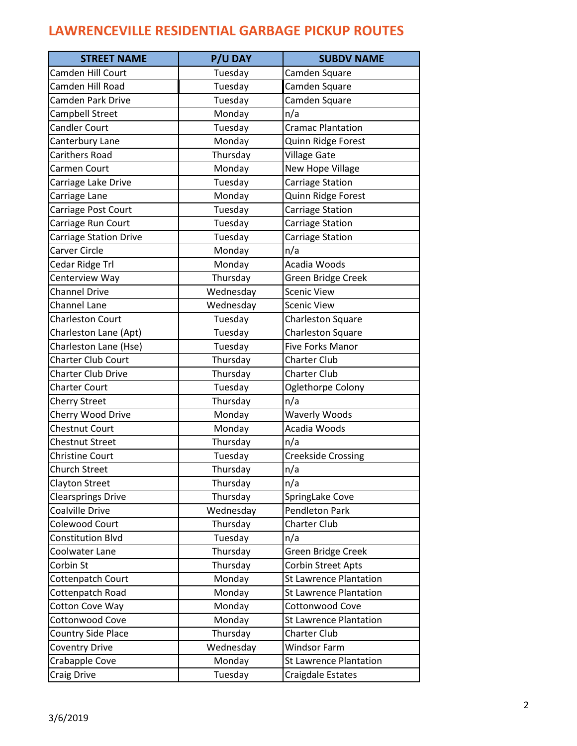# LAWRENCEVILLE RESIDENTIAL GARBAGE PICKUP ROUTES

| STREET NAME | P/U DAY | SUBDV NAME |
|---|---|---|
| Camden Hill Court | Tuesday | Camden Square |
| Camden Hill Road | Tuesday | Camden Square |
| Camden Park Drive | Tuesday | Camden Square |
| Campbell Street | Monday | n/a |
| Candler Court | Tuesday | Cramac Plantation |
| Canterbury Lane | Monday | Quinn Ridge Forest |
| Carithers Road | Thursday | Village Gate |
| Carmen Court | Monday | New Hope Village |
| Carriage Lake Drive | Tuesday | Carriage Station |
| Carriage Lane | Monday | Quinn Ridge Forest |
| Carriage Post Court | Tuesday | Carriage Station |
| Carriage Run Court | Tuesday | Carriage Station |
| Carriage Station Drive | Tuesday | Carriage Station |
| Carver Circle | Monday | n/a |
| Cedar Ridge Trl | Monday | Acadia Woods |
| Centerview Way | Thursday | Green Bridge Creek |
| Channel Drive | Wednesday | Scenic View |
| Channel Lane | Wednesday | Scenic View |
| Charleston Court | Tuesday | Charleston Square |
| Charleston Lane (Apt) | Tuesday | Charleston Square |
| Charleston Lane (Hse) | Tuesday | Five Forks Manor |
| Charter Club Court | Thursday | Charter Club |
| Charter Club Drive | Thursday | Charter Club |
| Charter Court | Tuesday | Oglethorpe Colony |
| Cherry Street | Thursday | n/a |
| Cherry Wood Drive | Monday | Waverly Woods |
| Chestnut Court | Monday | Acadia Woods |
| Chestnut Street | Thursday | n/a |
| Christine Court | Tuesday | Creekside Crossing |
| Church Street | Thursday | n/a |
| Clayton Street | Thursday | n/a |
| Clearsprings Drive | Thursday | SpringLake Cove |
| Coalville Drive | Wednesday | Pendleton Park |
| Colewood Court | Thursday | Charter Club |
| Constitution Blvd | Tuesday | n/a |
| Coolwater Lane | Thursday | Green Bridge Creek |
| Corbin St | Thursday | Corbin Street Apts |
| Cottenpatch Court | Monday | St Lawrence Plantation |
| Cottenpatch Road | Monday | St Lawrence Plantation |
| Cotton Cove Way | Monday | Cottonwood Cove |
| Cottonwood Cove | Monday | St Lawrence Plantation |
| Country Side Place | Thursday | Charter Club |
| Coventry Drive | Wednesday | Windsor Farm |
| Crabapple Cove | Monday | St Lawrence Plantation |
| Craig Drive | Tuesday | Craigdale Estates |

3/6/2019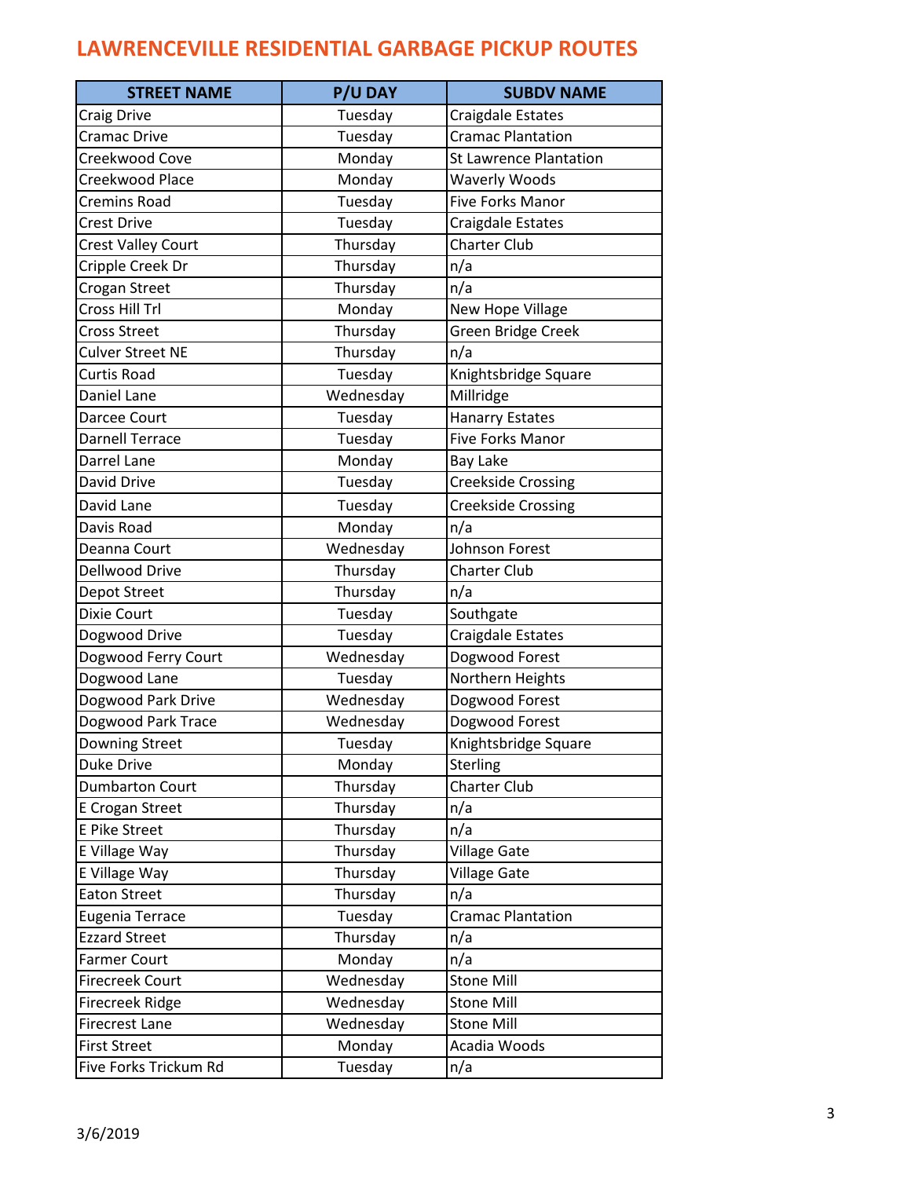# LAWRENCEVILLE RESIDENTIAL GARBAGE PICKUP ROUTES

| STREET NAME | P/U DAY | SUBDV NAME |
|---|---|---|
| Craig Drive | Tuesday | Craigdale Estates |
| Cramac Drive | Tuesday | Cramac Plantation |
| Creekwood Cove | Monday | St Lawrence Plantation |
| Creekwood Place | Monday | Waverly Woods |
| Cremins Road | Tuesday | Five Forks Manor |
| Crest Drive | Tuesday | Craigdale Estates |
| Crest Valley Court | Thursday | Charter Club |
| Cripple Creek Dr | Thursday | n/a |
| Crogan Street | Thursday | n/a |
| Cross Hill Trl | Monday | New Hope Village |
| Cross Street | Thursday | Green Bridge Creek |
| Culver Street NE | Thursday | n/a |
| Curtis Road | Tuesday | Knightsbridge Square |
| Daniel Lane | Wednesday | Millridge |
| Darcee Court | Tuesday | Hanarry Estates |
| Darnell Terrace | Tuesday | Five Forks Manor |
| Darrel Lane | Monday | Bay Lake |
| David Drive | Tuesday | Creekside Crossing |
| David Lane | Tuesday | Creekside Crossing |
| Davis Road | Monday | n/a |
| Deanna Court | Wednesday | Johnson Forest |
| Dellwood Drive | Thursday | Charter Club |
| Depot Street | Thursday | n/a |
| Dixie Court | Tuesday | Southgate |
| Dogwood Drive | Tuesday | Craigdale Estates |
| Dogwood Ferry Court | Wednesday | Dogwood Forest |
| Dogwood Lane | Tuesday | Northern Heights |
| Dogwood Park Drive | Wednesday | Dogwood Forest |
| Dogwood Park Trace | Wednesday | Dogwood Forest |
| Downing Street | Tuesday | Knightsbridge Square |
| Duke Drive | Monday | Sterling |
| Dumbarton Court | Thursday | Charter Club |
| E Crogan Street | Thursday | n/a |
| E Pike Street | Thursday | n/a |
| E Village Way | Thursday | Village Gate |
| E Village Way | Thursday | Village Gate |
| Eaton Street | Thursday | n/a |
| Eugenia Terrace | Tuesday | Cramac Plantation |
| Ezzard Street | Thursday | n/a |
| Farmer Court | Monday | n/a |
| Firecreek Court | Wednesday | Stone Mill |
| Firecreek Ridge | Wednesday | Stone Mill |
| Firecrest Lane | Wednesday | Stone Mill |
| First Street | Monday | Acadia Woods |
| Five Forks Trickum Rd | Tuesday | n/a |

3/6/2019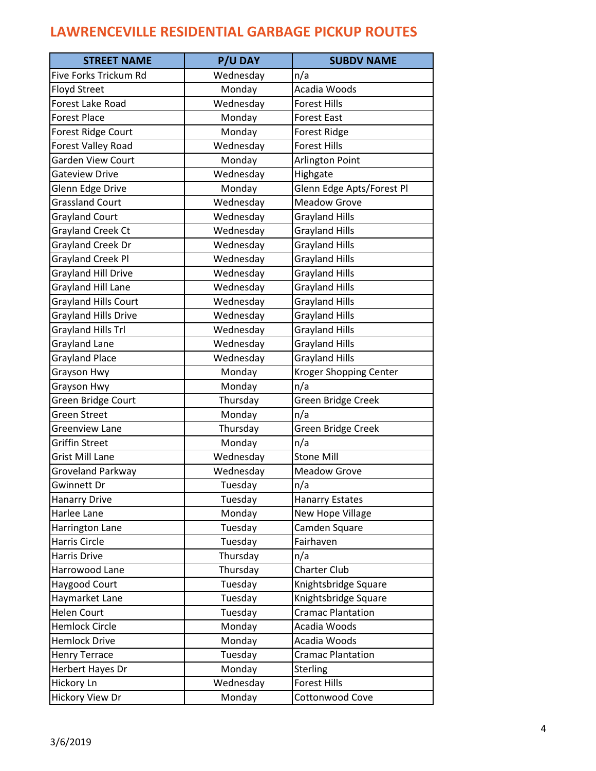# LAWRENCEVILLE RESIDENTIAL GARBAGE PICKUP ROUTES

| STREET NAME | P/U DAY | SUBDV NAME |
|---|---|---|
| Five Forks Trickum Rd | Wednesday | n/a |
| Floyd Street | Monday | Acadia Woods |
| Forest Lake Road | Wednesday | Forest Hills |
| Forest Place | Monday | Forest East |
| Forest Ridge Court | Monday | Forest Ridge |
| Forest Valley Road | Wednesday | Forest Hills |
| Garden View Court | Monday | Arlington Point |
| Gateview Drive | Wednesday | Highgate |
| Glenn Edge Drive | Monday | Glenn Edge Apts/Forest Pl |
| Grassland Court | Wednesday | Meadow Grove |
| Grayland Court | Wednesday | Grayland Hills |
| Grayland Creek Ct | Wednesday | Grayland Hills |
| Grayland Creek Dr | Wednesday | Grayland Hills |
| Grayland Creek Pl | Wednesday | Grayland Hills |
| Grayland Hill Drive | Wednesday | Grayland Hills |
| Grayland Hill Lane | Wednesday | Grayland Hills |
| Grayland Hills Court | Wednesday | Grayland Hills |
| Grayland Hills Drive | Wednesday | Grayland Hills |
| Grayland Hills Trl | Wednesday | Grayland Hills |
| Grayland Lane | Wednesday | Grayland Hills |
| Grayland Place | Wednesday | Grayland Hills |
| Grayson Hwy | Monday | Kroger Shopping Center |
| Grayson Hwy | Monday | n/a |
| Green Bridge Court | Thursday | Green Bridge Creek |
| Green Street | Monday | n/a |
| Greenview Lane | Thursday | Green Bridge Creek |
| Griffin Street | Monday | n/a |
| Grist Mill Lane | Wednesday | Stone Mill |
| Groveland Parkway | Wednesday | Meadow Grove |
| Gwinnett Dr | Tuesday | n/a |
| Hanarry Drive | Tuesday | Hanarry Estates |
| Harlee Lane | Monday | New Hope Village |
| Harrington Lane | Tuesday | Camden Square |
| Harris Circle | Tuesday | Fairhaven |
| Harris Drive | Thursday | n/a |
| Harrowood Lane | Thursday | Charter Club |
| Haygood Court | Tuesday | Knightsbridge Square |
| Haymarket Lane | Tuesday | Knightsbridge Square |
| Helen Court | Tuesday | Cramac Plantation |
| Hemlock Circle | Monday | Acadia Woods |
| Hemlock Drive | Monday | Acadia Woods |
| Henry Terrace | Tuesday | Cramac Plantation |
| Herbert Hayes Dr | Monday | Sterling |
| Hickory Ln | Wednesday | Forest Hills |
| Hickory View Dr | Monday | Cottonwood Cove |

3/6/2019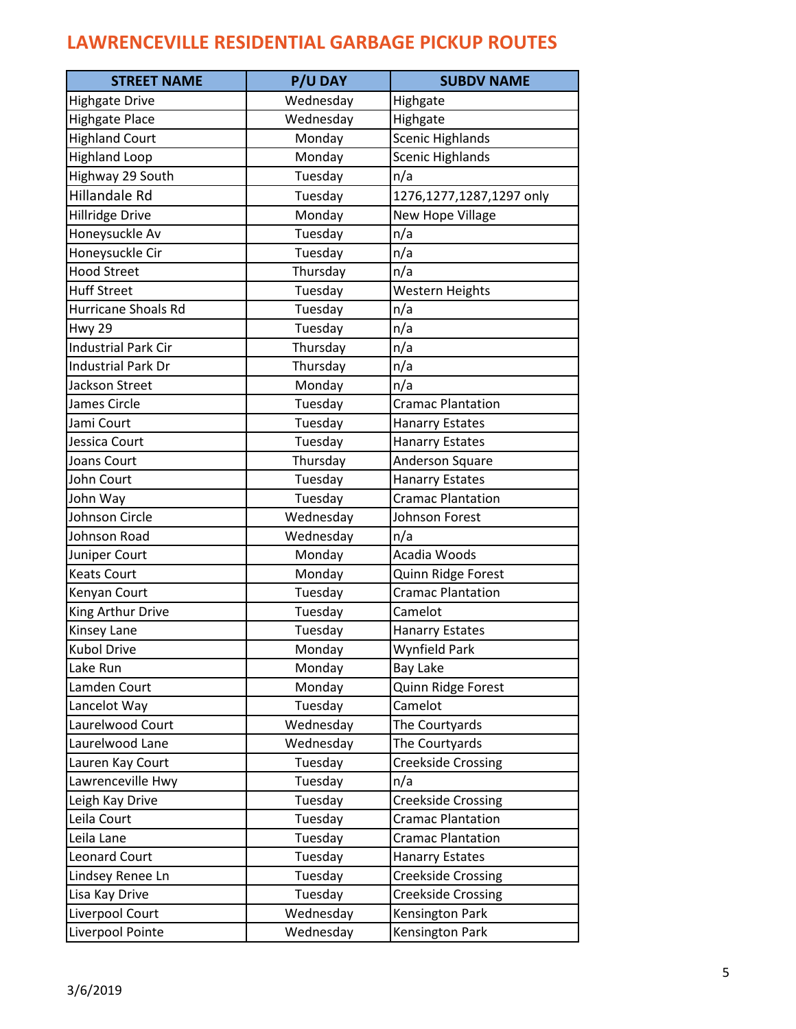# LAWRENCEVILLE RESIDENTIAL GARBAGE PICKUP ROUTES

| STREET NAME | P/U DAY | SUBDV NAME |
|---|---|---|
| Highgate Drive | Wednesday | Highgate |
| Highgate Place | Wednesday | Highgate |
| Highland Court | Monday | Scenic Highlands |
| Highland Loop | Monday | Scenic Highlands |
| Highway 29 South | Tuesday | n/a |
| Hillandale Rd | Tuesday | 1276,1277,1287,1297 only |
| Hillridge Drive | Monday | New Hope Village |
| Honeysuckle Av | Tuesday | n/a |
| Honeysuckle Cir | Tuesday | n/a |
| Hood Street | Thursday | n/a |
| Huff Street | Tuesday | Western Heights |
| Hurricane Shoals Rd | Tuesday | n/a |
| Hwy 29 | Tuesday | n/a |
| Industrial Park Cir | Thursday | n/a |
| Industrial Park Dr | Thursday | n/a |
| Jackson Street | Monday | n/a |
| James Circle | Tuesday | Cramac Plantation |
| Jami Court | Tuesday | Hanarry Estates |
| Jessica Court | Tuesday | Hanarry Estates |
| Joans Court | Thursday | Anderson Square |
| John Court | Tuesday | Hanarry Estates |
| John Way | Tuesday | Cramac Plantation |
| Johnson Circle | Wednesday | Johnson Forest |
| Johnson Road | Wednesday | n/a |
| Juniper Court | Monday | Acadia Woods |
| Keats Court | Monday | Quinn Ridge Forest |
| Kenyan Court | Tuesday | Cramac Plantation |
| King Arthur Drive | Tuesday | Camelot |
| Kinsey Lane | Tuesday | Hanarry Estates |
| Kubol Drive | Monday | Wynfield Park |
| Lake Run | Monday | Bay Lake |
| Lamden Court | Monday | Quinn Ridge Forest |
| Lancelot Way | Tuesday | Camelot |
| Laurelwood Court | Wednesday | The Courtyards |
| Laurelwood Lane | Wednesday | The Courtyards |
| Lauren Kay Court | Tuesday | Creekside Crossing |
| Lawrenceville Hwy | Tuesday | n/a |
| Leigh Kay Drive | Tuesday | Creekside Crossing |
| Leila Court | Tuesday | Cramac Plantation |
| Leila Lane | Tuesday | Cramac Plantation |
| Leonard Court | Tuesday | Hanarry Estates |
| Lindsey Renee Ln | Tuesday | Creekside Crossing |
| Lisa Kay Drive | Tuesday | Creekside Crossing |
| Liverpool Court | Wednesday | Kensington Park |
| Liverpool Pointe | Wednesday | Kensington Park |

3/6/2019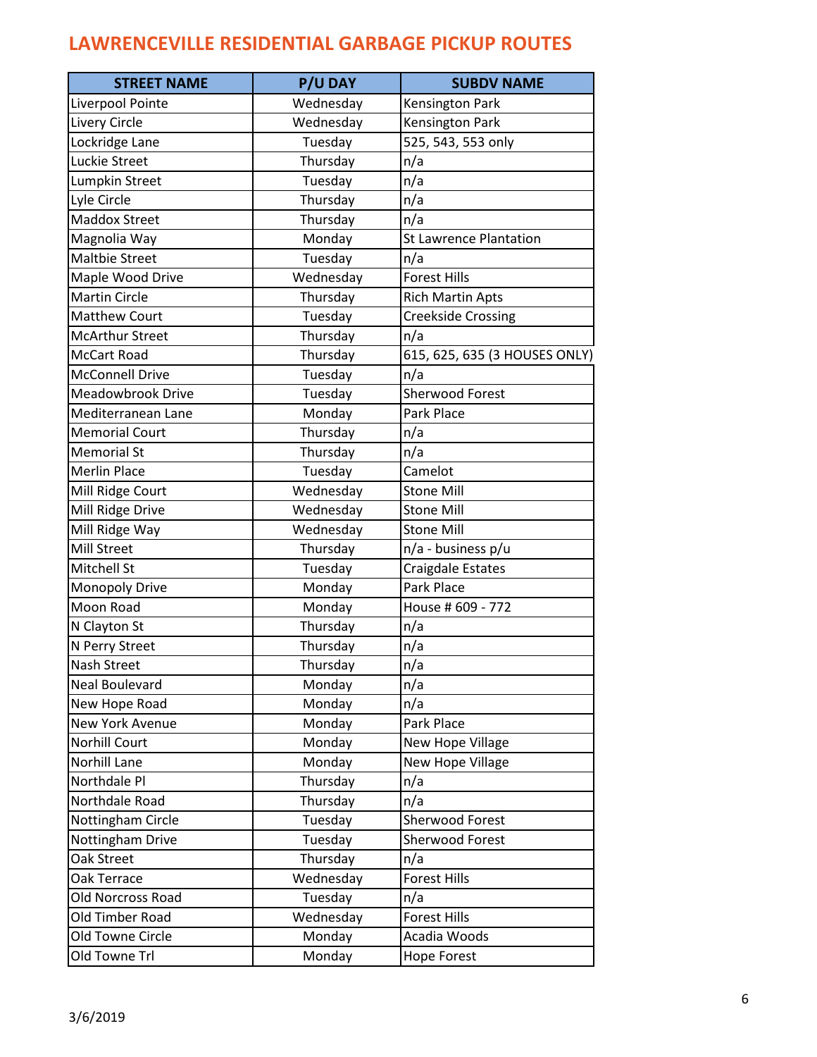# LAWRENCEVILLE RESIDENTIAL GARBAGE PICKUP ROUTES

| STREET NAME | P/U DAY | SUBDV NAME |
|---|---|---|
| Liverpool Pointe | Wednesday | Kensington Park |
| Livery Circle | Wednesday | Kensington Park |
| Lockridge Lane | Tuesday | 525, 543, 553 only |
| Luckie Street | Thursday | n/a |
| Lumpkin Street | Tuesday | n/a |
| Lyle Circle | Thursday | n/a |
| Maddox Street | Thursday | n/a |
| Magnolia Way | Monday | St Lawrence Plantation |
| Maltbie Street | Tuesday | n/a |
| Maple Wood Drive | Wednesday | Forest Hills |
| Martin Circle | Thursday | Rich Martin Apts |
| Matthew Court | Tuesday | Creekside Crossing |
| McArthur Street | Thursday | n/a |
| McCart Road | Thursday | 615, 625, 635 (3 HOUSES ONLY) |
| McConnell Drive | Tuesday | n/a |
| Meadowbrook Drive | Tuesday | Sherwood Forest |
| Mediterranean Lane | Monday | Park Place |
| Memorial Court | Thursday | n/a |
| Memorial St | Thursday | n/a |
| Merlin Place | Tuesday | Camelot |
| Mill Ridge Court | Wednesday | Stone Mill |
| Mill Ridge Drive | Wednesday | Stone Mill |
| Mill Ridge Way | Wednesday | Stone Mill |
| Mill Street | Thursday | n/a - business p/u |
| Mitchell St | Tuesday | Craigdale Estates |
| Monopoly Drive | Monday | Park Place |
| Moon Road | Monday | House # 609 - 772 |
| N Clayton St | Thursday | n/a |
| N Perry Street | Thursday | n/a |
| Nash Street | Thursday | n/a |
| Neal Boulevard | Monday | n/a |
| New Hope Road | Monday | n/a |
| New York Avenue | Monday | Park Place |
| Norhill Court | Monday | New Hope Village |
| Norhill Lane | Monday | New Hope Village |
| Northdale Pl | Thursday | n/a |
| Northdale Road | Thursday | n/a |
| Nottingham Circle | Tuesday | Sherwood Forest |
| Nottingham Drive | Tuesday | Sherwood Forest |
| Oak Street | Thursday | n/a |
| Oak Terrace | Wednesday | Forest Hills |
| Old Norcross Road | Tuesday | n/a |
| Old Timber Road | Wednesday | Forest Hills |
| Old Towne Circle | Monday | Acadia Woods |
| Old Towne Trl | Monday | Hope Forest |

3/6/2019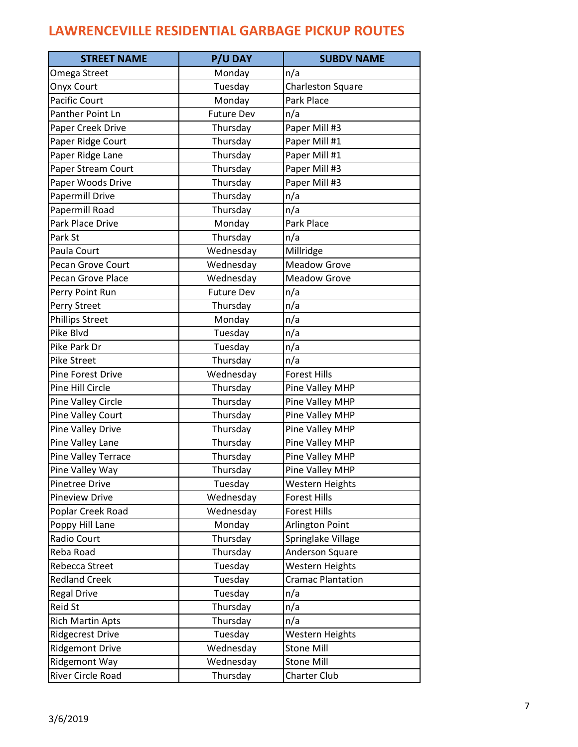# LAWRENCEVILLE RESIDENTIAL GARBAGE PICKUP ROUTES

| STREET NAME | P/U DAY | SUBDV NAME |
| --- | --- | --- |
| Omega Street | Monday | n/a |
| Onyx Court | Tuesday | Charleston Square |
| Pacific Court | Monday | Park Place |
| Panther Point Ln | Future Dev | n/a |
| Paper Creek Drive | Thursday | Paper Mill #3 |
| Paper Ridge Court | Thursday | Paper Mill #1 |
| Paper Ridge Lane | Thursday | Paper Mill #1 |
| Paper Stream Court | Thursday | Paper Mill #3 |
| Paper Woods Drive | Thursday | Paper Mill #3 |
| Papermill Drive | Thursday | n/a |
| Papermill Road | Thursday | n/a |
| Park Place Drive | Monday | Park Place |
| Park St | Thursday | n/a |
| Paula Court | Wednesday | Millridge |
| Pecan Grove Court | Wednesday | Meadow Grove |
| Pecan Grove Place | Wednesday | Meadow Grove |
| Perry Point Run | Future Dev | n/a |
| Perry Street | Thursday | n/a |
| Phillips Street | Monday | n/a |
| Pike Blvd | Tuesday | n/a |
| Pike Park Dr | Tuesday | n/a |
| Pike Street | Thursday | n/a |
| Pine Forest Drive | Wednesday | Forest Hills |
| Pine Hill Circle | Thursday | Pine Valley MHP |
| Pine Valley Circle | Thursday | Pine Valley MHP |
| Pine Valley Court | Thursday | Pine Valley MHP |
| Pine Valley Drive | Thursday | Pine Valley MHP |
| Pine Valley Lane | Thursday | Pine Valley MHP |
| Pine Valley Terrace | Thursday | Pine Valley MHP |
| Pine Valley Way | Thursday | Pine Valley MHP |
| Pinetree Drive | Tuesday | Western Heights |
| Pineview Drive | Wednesday | Forest Hills |
| Poplar Creek Road | Wednesday | Forest Hills |
| Poppy Hill Lane | Monday | Arlington Point |
| Radio Court | Thursday | Springlake Village |
| Reba Road | Thursday | Anderson Square |
| Rebecca Street | Tuesday | Western Heights |
| Redland Creek | Tuesday | Cramac Plantation |
| Regal Drive | Tuesday | n/a |
| Reid St | Thursday | n/a |
| Rich Martin Apts | Thursday | n/a |
| Ridgecrest Drive | Tuesday | Western Heights |
| Ridgemont Drive | Wednesday | Stone Mill |
| Ridgemont Way | Wednesday | Stone Mill |
| River Circle Road | Thursday | Charter Club |

3/6/2019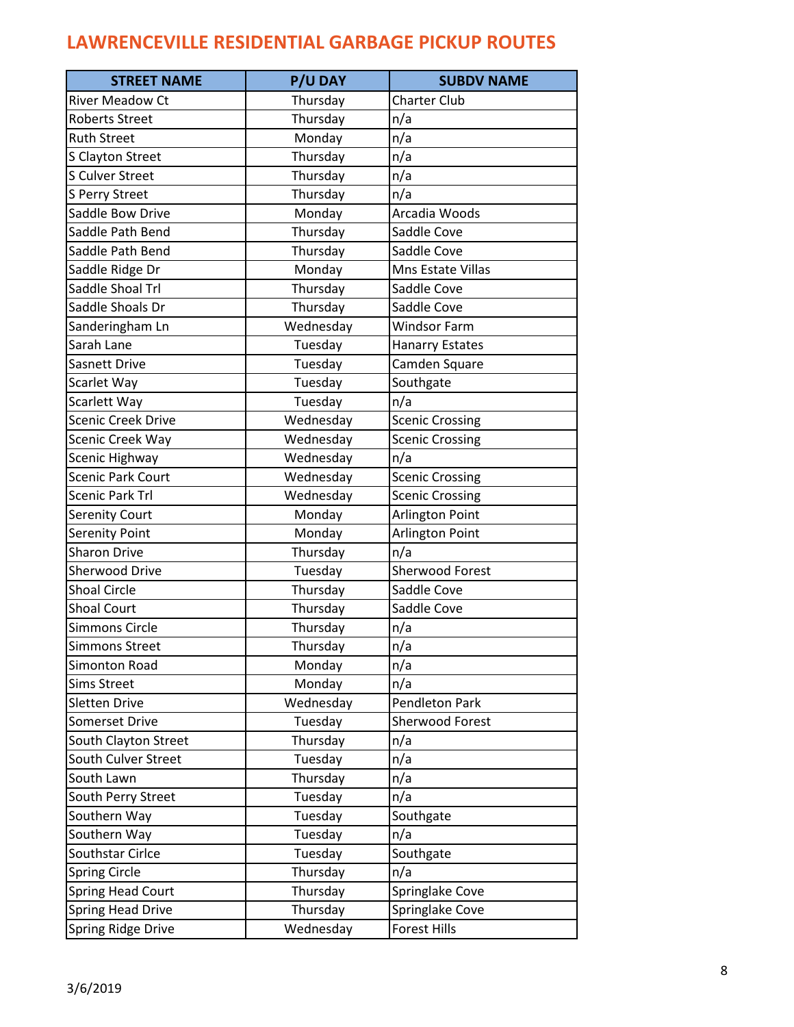# LAWRENCEVILLE RESIDENTIAL GARBAGE PICKUP ROUTES

| STREET NAME | P/U DAY | SUBDV NAME |
|---|---|---|
| River Meadow Ct | Thursday | Charter Club |
| Roberts Street | Thursday | n/a |
| Ruth Street | Monday | n/a |
| S Clayton Street | Thursday | n/a |
| S Culver Street | Thursday | n/a |
| S Perry Street | Thursday | n/a |
| Saddle Bow Drive | Monday | Arcadia Woods |
| Saddle Path Bend | Thursday | Saddle Cove |
| Saddle Path Bend | Thursday | Saddle Cove |
| Saddle Ridge Dr | Monday | Mns Estate Villas |
| Saddle Shoal Trl | Thursday | Saddle Cove |
| Saddle Shoals Dr | Thursday | Saddle Cove |
| Sanderingham Ln | Wednesday | Windsor Farm |
| Sarah Lane | Tuesday | Hanarry Estates |
| Sasnett Drive | Tuesday | Camden Square |
| Scarlet Way | Tuesday | Southgate |
| Scarlett Way | Tuesday | n/a |
| Scenic Creek Drive | Wednesday | Scenic Crossing |
| Scenic Creek Way | Wednesday | Scenic Crossing |
| Scenic Highway | Wednesday | n/a |
| Scenic Park Court | Wednesday | Scenic Crossing |
| Scenic Park Trl | Wednesday | Scenic Crossing |
| Serenity Court | Monday | Arlington Point |
| Serenity Point | Monday | Arlington Point |
| Sharon Drive | Thursday | n/a |
| Sherwood Drive | Tuesday | Sherwood Forest |
| Shoal Circle | Thursday | Saddle Cove |
| Shoal Court | Thursday | Saddle Cove |
| Simmons Circle | Thursday | n/a |
| Simmons Street | Thursday | n/a |
| Simonton Road | Monday | n/a |
| Sims Street | Monday | n/a |
| Sletten Drive | Wednesday | Pendleton Park |
| Somerset Drive | Tuesday | Sherwood Forest |
| South Clayton Street | Thursday | n/a |
| South Culver Street | Tuesday | n/a |
| South Lawn | Thursday | n/a |
| South Perry Street | Tuesday | n/a |
| Southern Way | Tuesday | Southgate |
| Southern Way | Tuesday | n/a |
| Southstar Cirlce | Tuesday | Southgate |
| Spring Circle | Thursday | n/a |
| Spring Head Court | Thursday | Springlake Cove |
| Spring Head Drive | Thursday | Springlake Cove |
| Spring Ridge Drive | Wednesday | Forest Hills |

3/6/2019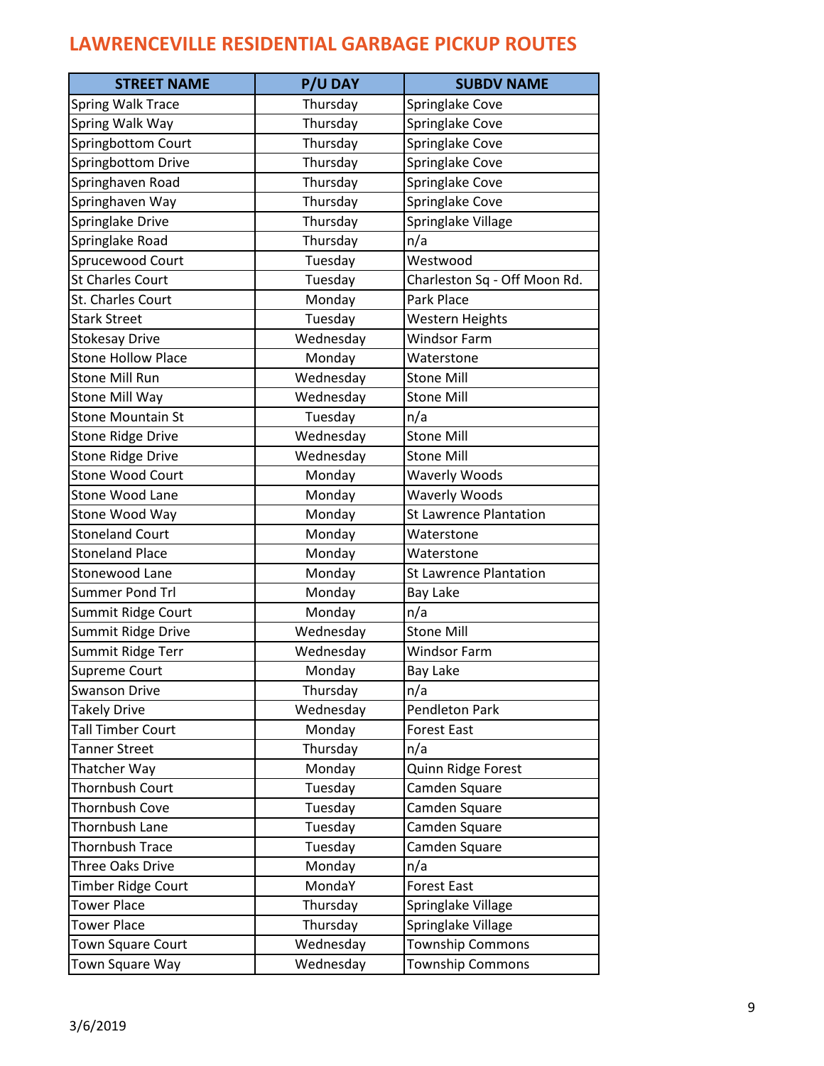# LAWRENCEVILLE RESIDENTIAL GARBAGE PICKUP ROUTES

| STREET NAME | P/U DAY | SUBDV NAME |
|---|---|---|
| Spring Walk Trace | Thursday | Springlake Cove |
| Spring Walk Way | Thursday | Springlake Cove |
| Springbottom Court | Thursday | Springlake Cove |
| Springbottom Drive | Thursday | Springlake Cove |
| Springhaven Road | Thursday | Springlake Cove |
| Springhaven Way | Thursday | Springlake Cove |
| Springlake Drive | Thursday | Springlake Village |
| Springlake Road | Thursday | n/a |
| Sprucewood Court | Tuesday | Westwood |
| St Charles Court | Tuesday | Charleston Sq - Off Moon Rd. |
| St. Charles Court | Monday | Park Place |
| Stark Street | Tuesday | Western Heights |
| Stokesay Drive | Wednesday | Windsor Farm |
| Stone Hollow Place | Monday | Waterstone |
| Stone Mill Run | Wednesday | Stone Mill |
| Stone Mill Way | Wednesday | Stone Mill |
| Stone Mountain St | Tuesday | n/a |
| Stone Ridge Drive | Wednesday | Stone Mill |
| Stone Ridge Drive | Wednesday | Stone Mill |
| Stone Wood Court | Monday | Waverly Woods |
| Stone Wood Lane | Monday | Waverly Woods |
| Stone Wood Way | Monday | St Lawrence Plantation |
| Stoneland Court | Monday | Waterstone |
| Stoneland Place | Monday | Waterstone |
| Stonewood Lane | Monday | St Lawrence Plantation |
| Summer Pond Trl | Monday | Bay Lake |
| Summit Ridge Court | Monday | n/a |
| Summit Ridge Drive | Wednesday | Stone Mill |
| Summit Ridge Terr | Wednesday | Windsor Farm |
| Supreme Court | Monday | Bay Lake |
| Swanson Drive | Thursday | n/a |
| Takely Drive | Wednesday | Pendleton Park |
| Tall Timber Court | Monday | Forest East |
| Tanner Street | Thursday | n/a |
| Thatcher Way | Monday | Quinn Ridge Forest |
| Thornbush Court | Tuesday | Camden Square |
| Thornbush Cove | Tuesday | Camden Square |
| Thornbush Lane | Tuesday | Camden Square |
| Thornbush Trace | Tuesday | Camden Square |
| Three Oaks Drive | Monday | n/a |
| Timber Ridge Court | MondaY | Forest East |
| Tower Place | Thursday | Springlake Village |
| Tower Place | Thursday | Springlake Village |
| Town Square Court | Wednesday | Township Commons |
| Town Square Way | Wednesday | Township Commons |

3/6/2019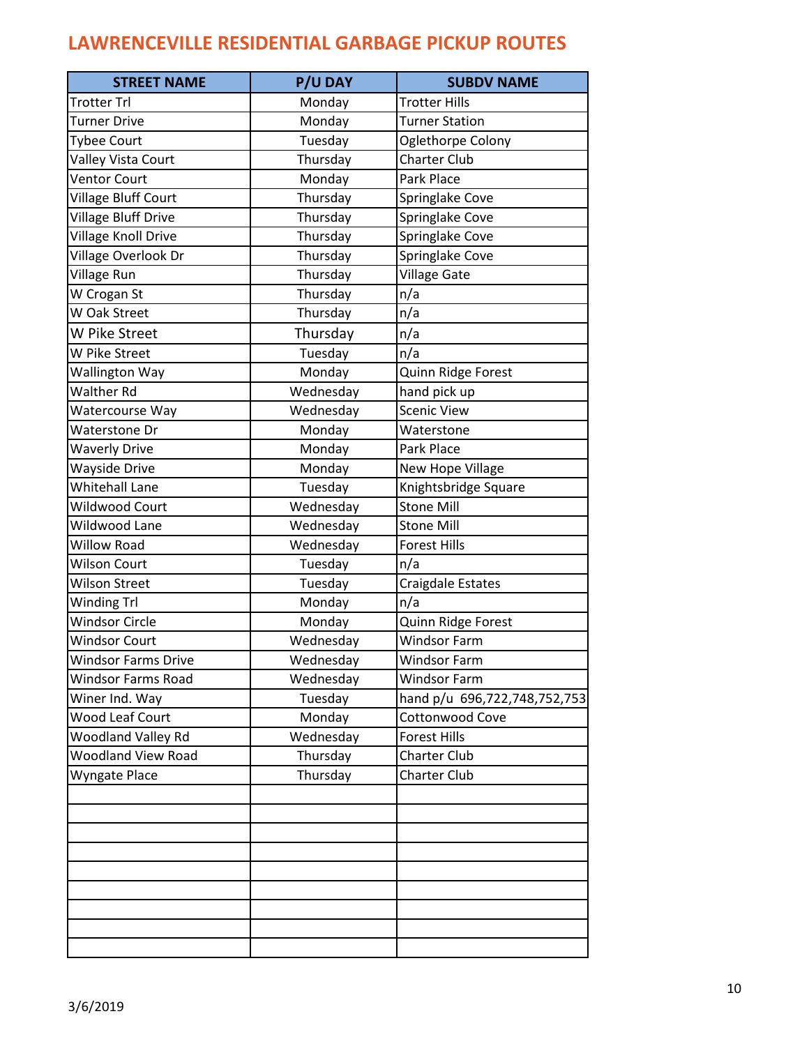## LAWRENCEVILLE RESIDENTIAL GARBAGE PICKUP ROUTES

| STREET NAME | P/U DAY | SUBDV NAME |
|---|---|---|
| Trotter Trl | Monday | Trotter Hills |
| Turner Drive | Monday | Turner Station |
| Tybee Court | Tuesday | Oglethorpe Colony |
| Valley Vista Court | Thursday | Charter Club |
| Ventor Court | Monday | Park Place |
| Village Bluff Court | Thursday | Springlake Cove |
| Village Bluff Drive | Thursday | Springlake Cove |
| Village Knoll Drive | Thursday | Springlake Cove |
| Village Overlook Dr | Thursday | Springlake Cove |
| Village Run | Thursday | Village Gate |
| W Crogan St | Thursday | n/a |
| W Oak Street | Thursday | n/a |
| W Pike Street | Thursday | n/a |
| W Pike Street | Tuesday | n/a |
| Wallington Way | Monday | Quinn Ridge Forest |
| Walther Rd | Wednesday | hand pick up |
| Watercourse Way | Wednesday | Scenic View |
| Waterstone Dr | Monday | Waterstone |
| Waverly Drive | Monday | Park Place |
| Wayside Drive | Monday | New Hope Village |
| Whitehall Lane | Tuesday | Knightsbridge Square |
| Wildwood Court | Wednesday | Stone Mill |
| Wildwood Lane | Wednesday | Stone Mill |
| Willow Road | Wednesday | Forest Hills |
| Wilson Court | Tuesday | n/a |
| Wilson Street | Tuesday | Craigdale Estates |
| Winding Trl | Monday | n/a |
| Windsor Circle | Monday | Quinn Ridge Forest |
| Windsor Court | Wednesday | Windsor Farm |
| Windsor Farms Drive | Wednesday | Windsor Farm |
| Windsor Farms Road | Wednesday | Windsor Farm |
| Winer Ind. Way | Tuesday | hand p/u 696,722,748,752,753 |
| Wood Leaf Court | Monday | Cottonwood Cove |
| Woodland Valley Rd | Wednesday | Forest Hills |
| Woodland View Road | Thursday | Charter Club |
| Wyngate Place | Thursday | Charter Club |
| | | |
| | | |
| | | |
| | | |
| | | |
| | | |
| | | |
| | | |
| | | |

3/6/2019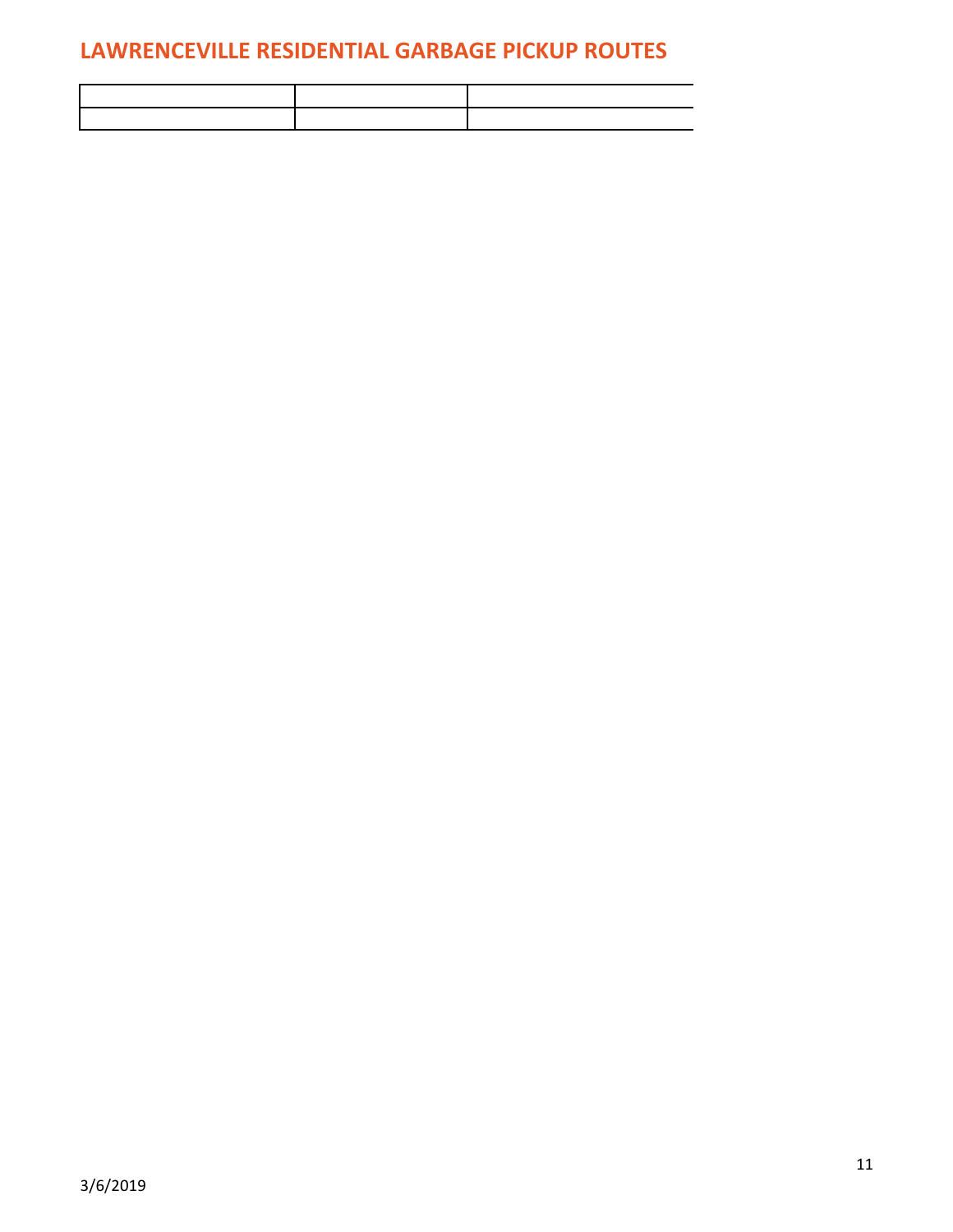## LAWRENCEVILLE RESIDENTIAL GARBAGE PICKUP ROUTES

| | | |
|---|---|---|
| | | |

3/6/2019